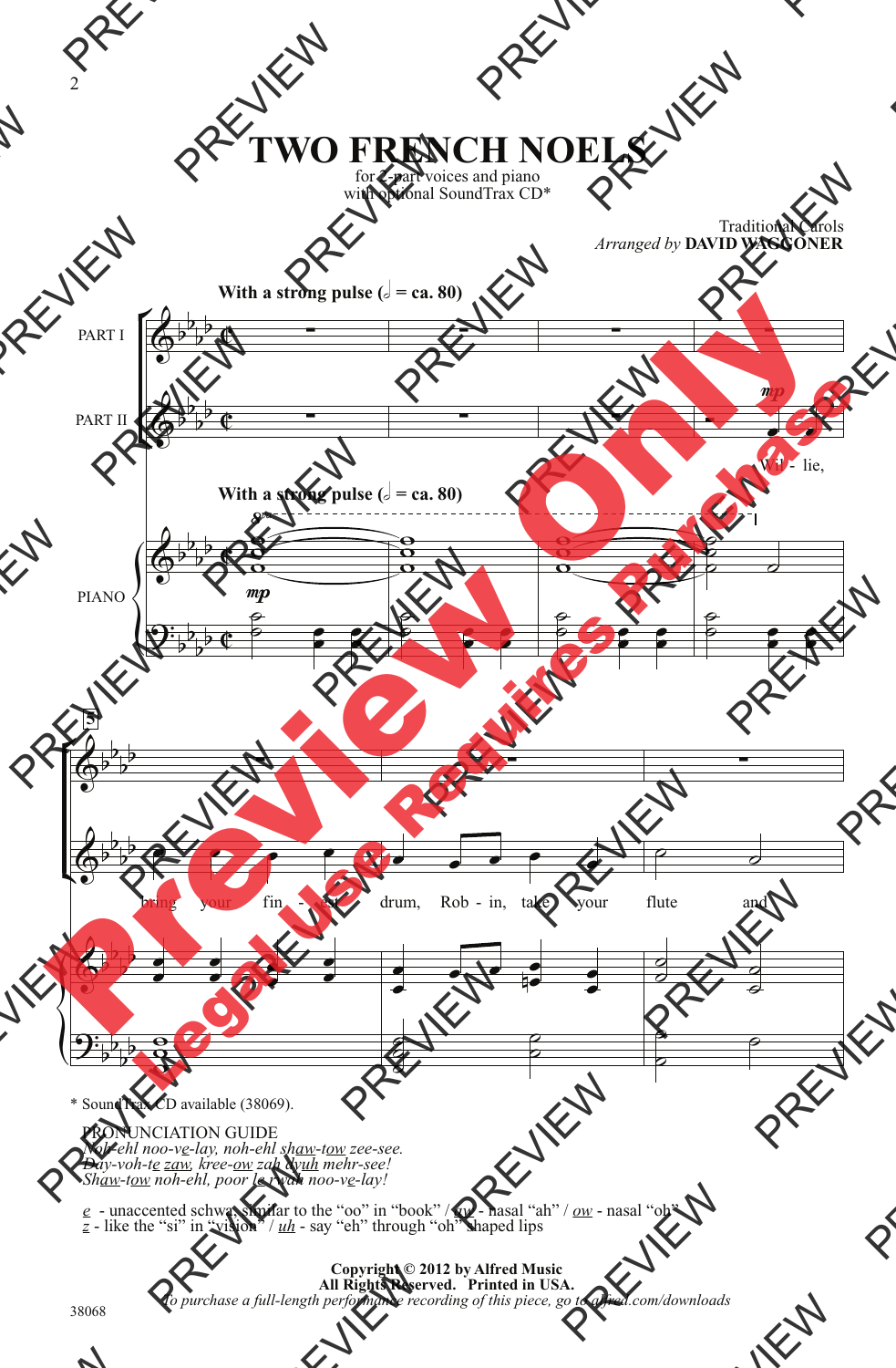# TWO FRENCH NOELS

for 2-part voices and piano
with optional SoundTrax CD*

Traditional Carols
*Arranged by* **DAVID WAGGONER**

**With a strong pulse (𝅗𝅥 = ca. 80)**

PART I

PART II

*mp*

Wil - lie,

PIANO

*mp*

bring your fin - ger drum, Rob - in, take your flute and

\* SoundTrax CD available (38069).

PRONUNCIATION GUIDE

*Noh-ehl noo-ve-lay, noh-ehl shaw-tow zee-see.*
*Day-voh-te zaw, kree-ow zah dyuh mehr-see!*
*Shaw-tow noh-ehl, poor le rwah noo-ve-lay!*

*e* - unaccented schwa, similar to the "oo" in "book" / *aw* - nasal "ah" / *ow* - nasal "oh"
*z* - like the "si" in "vision" / *uh* - say "eh" through "oh" shaped lips

**Copyright © 2012 by Alfred Music**
**All Rights Reserved. Printed in USA.**
*To purchase a full-length performance recording of this piece, go to alfred.com/downloads*

38068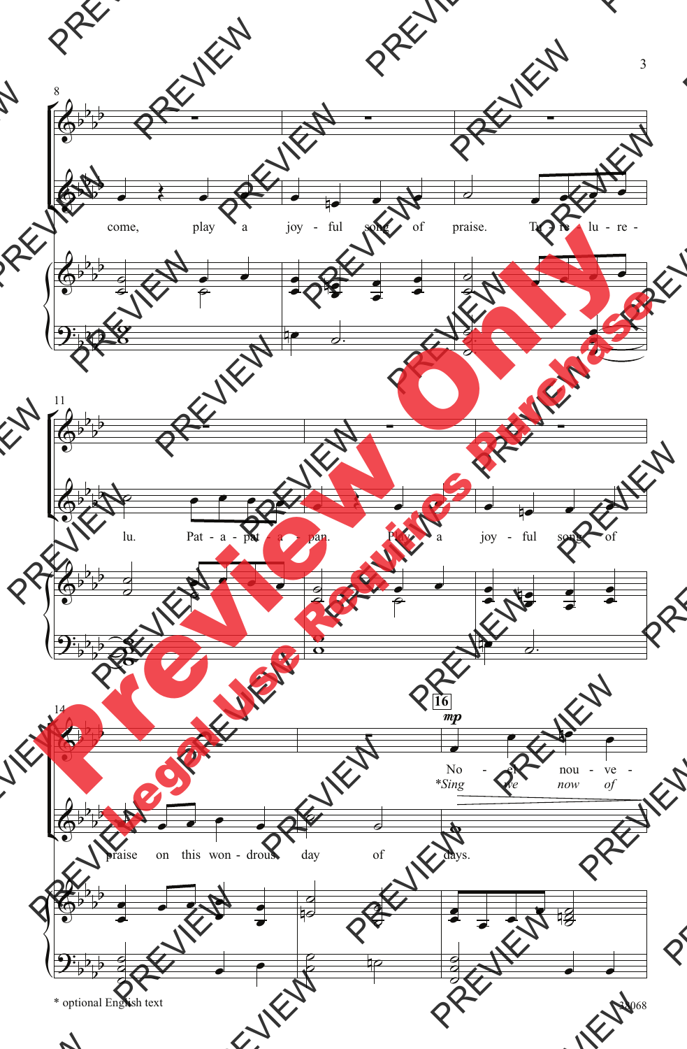* optional English text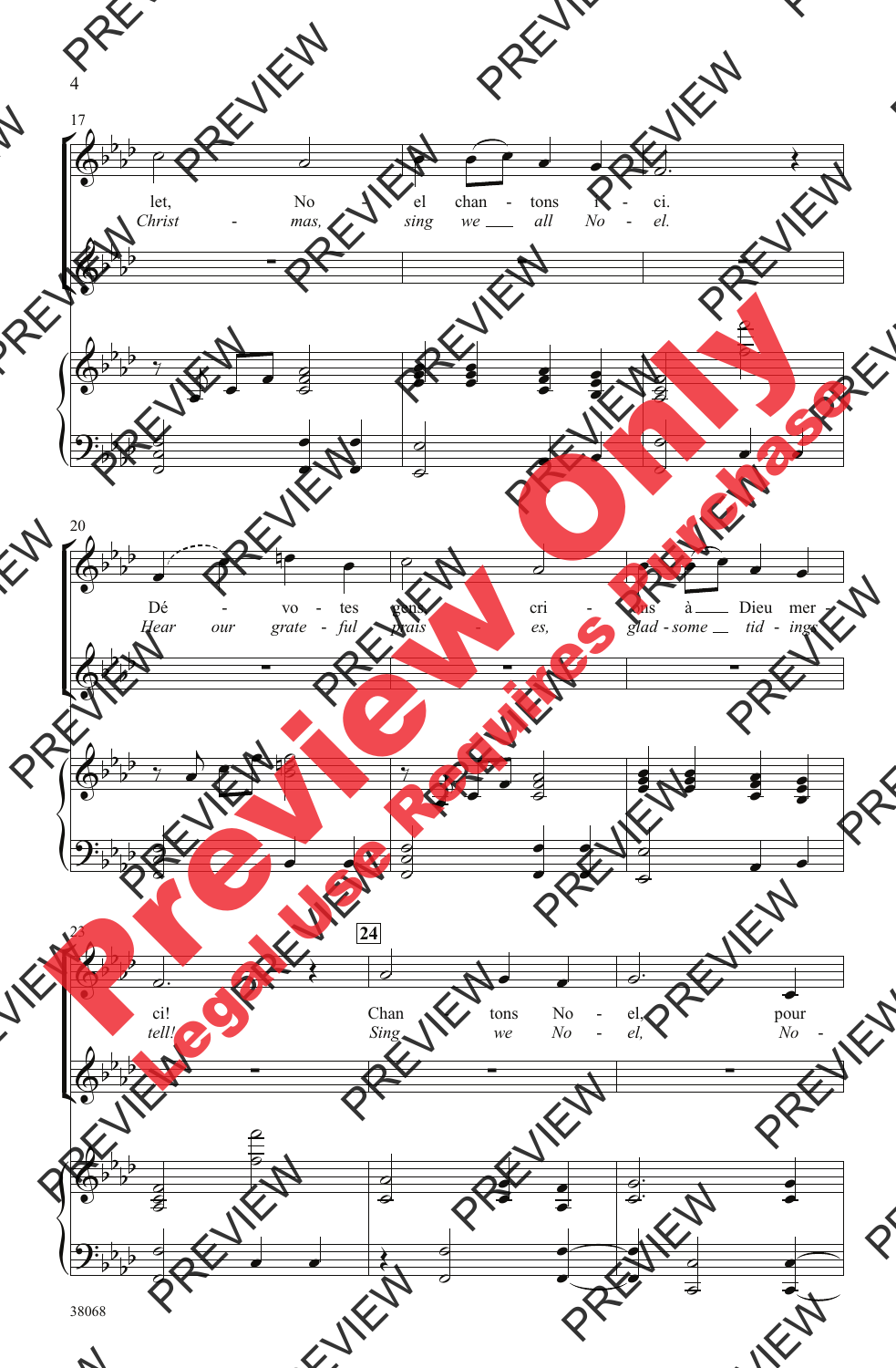let, No el chan - tons i - ci.

*Christ - mas, sing we all No - el.*

Dé - vo - tes gens cri - ons à Dieu mer -

*Hear our grate - ful prais - es, glad - some tid - ings*

24

ci! Chan tons No - el, pour

*tell! Sing we No - el, No -*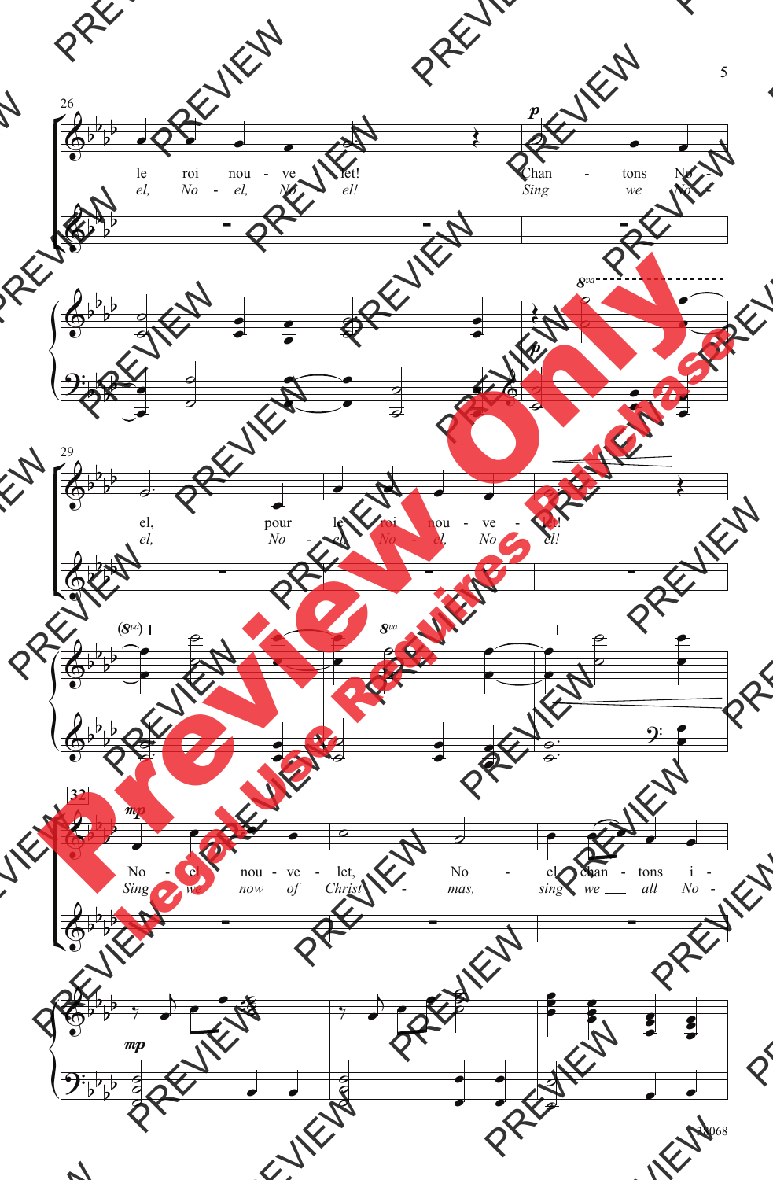26

le roi nou - ve - let! Chan - tons No -
*el, No - el, No - el! Sing we No -*

*p*

29

el, pour le roi nou - ve - let!
*el, No - el, No - el, No - el!*

32

*mp*

No - el nou - ve - let, No - el chan - tons i -
*Sing we now of Christ - mas, sing we all No -*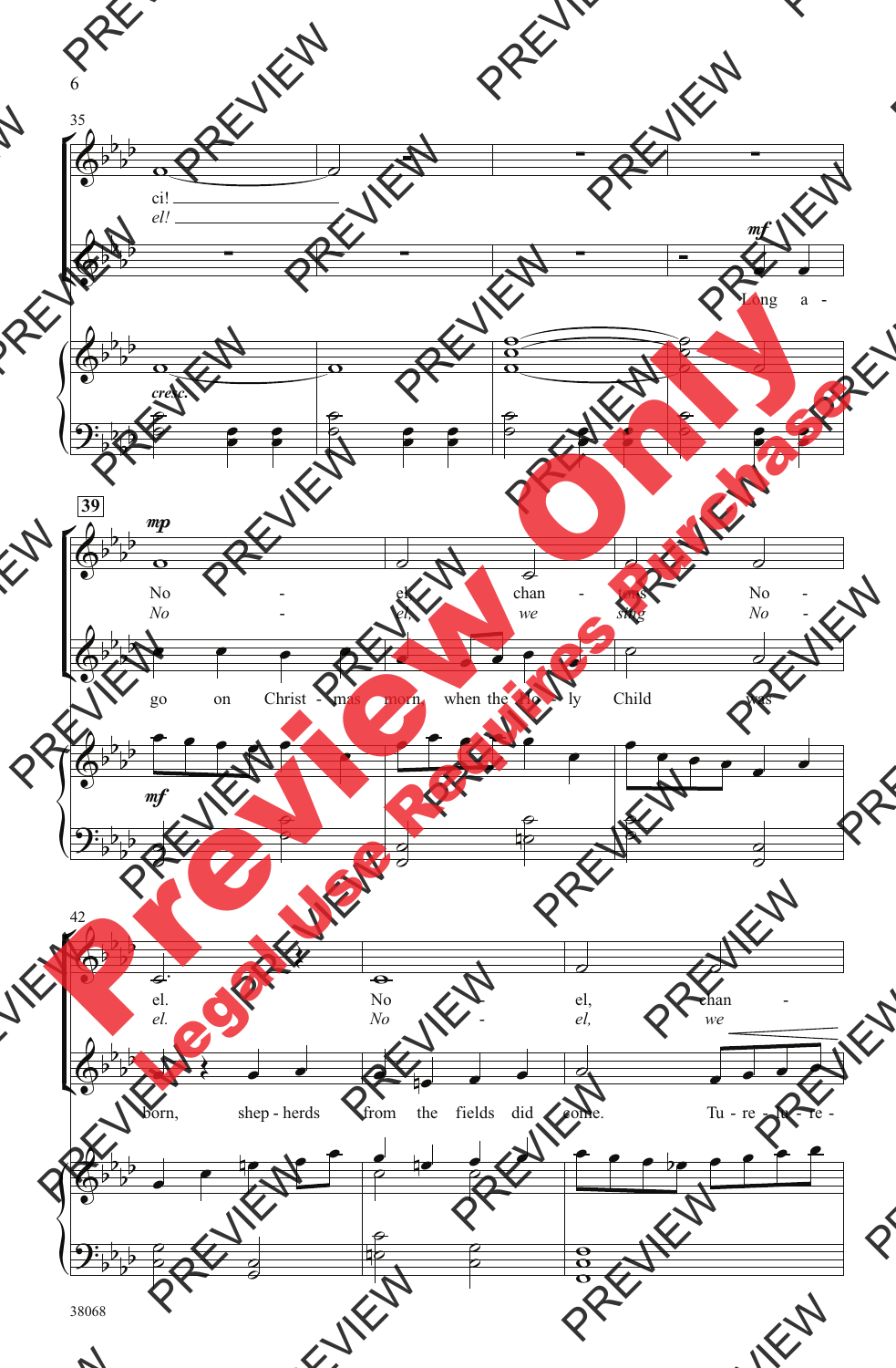35

ci! ___
*el!* ___

*mf*
Long a -

*cresc.*

39

*mp*
No - el, chan - tons No -
*No - el, we sing No -*

go on Christ - mas morn when the ho - ly Child was

*mf*

42

el. No - el, chan -
*el. No - el, we*

born, shep - herds from the fields did come. Tu - re - lu - re -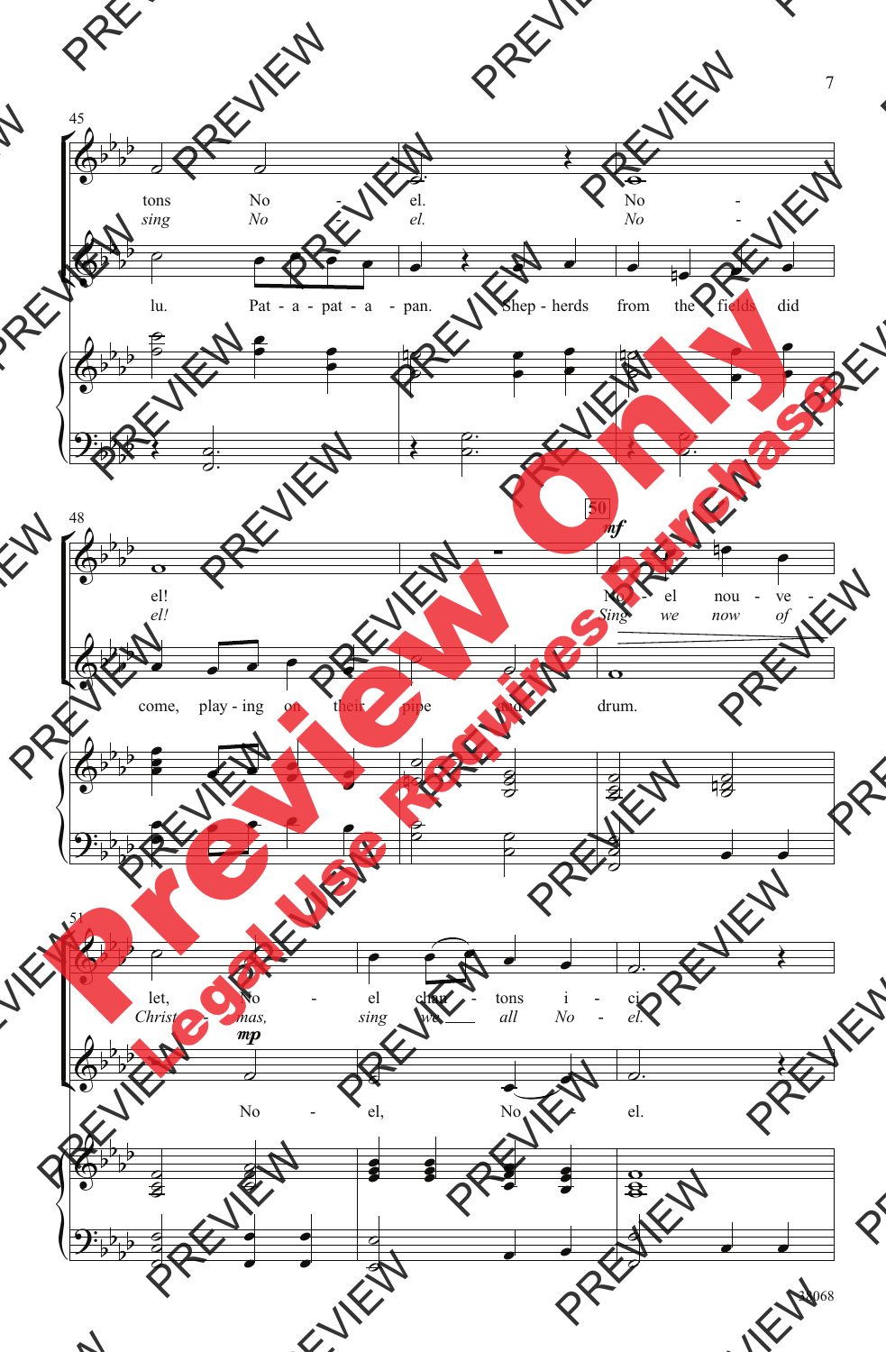45

tons No - el. No -
*sing No - el. No -*

lu. Pat - a - pat - a - pan. Shep - herds from the fields did

48

el!
*el!*

No - el nou - ve -
*Sing we now of*

**mf**

50

come, play - ing on their pipe and drum.

51

let, No - el chan - tons i - ci.
*Christ - mas, sing we all No - el.*

**mp**

No - el, No - el.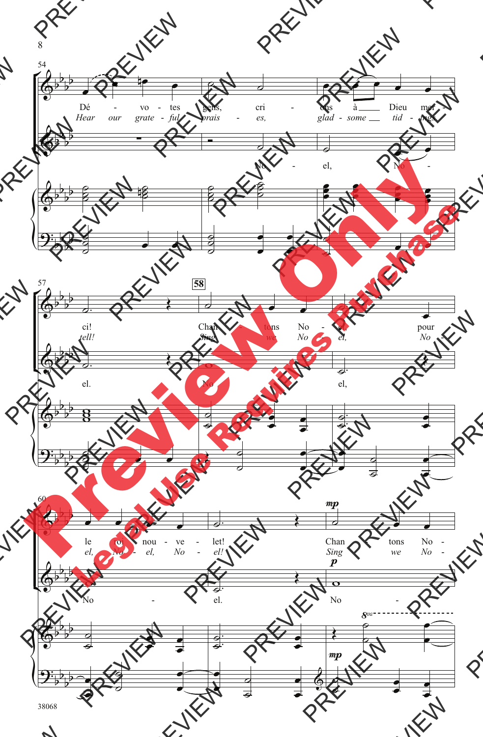Dé - vo - tes gens, cri - ons à Dieu mer - ci!

*Hear our grate - ful prais - es, glad - some tid - ings tell!*

No - el, No - el.

58

Chan - tons No - el pour le roi nou - ve - let!

*Sing we No - el, No - el, No - el, No - el!*

No - el, No - el.

Chan - tons No -

*Sing we No -*

No -

38068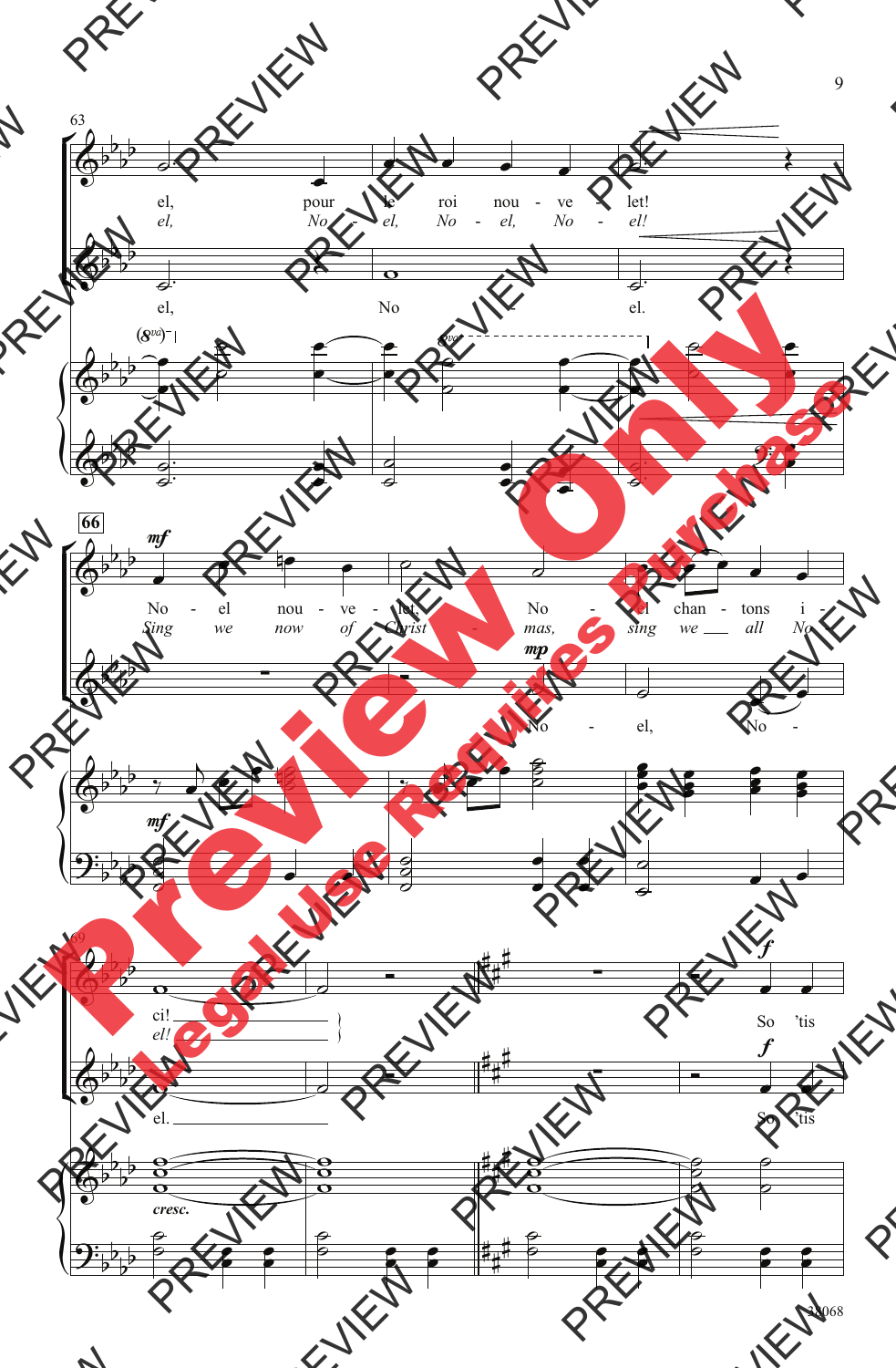el, pour le roi nou - ve - let!

*el, No - el, No - el, No - el!*

el, No - el.

No - el nou - ve - let, No - el chan - tons i -

*Sing we now of Christ - mas, sing we all No -*

No - el, No -

ci!

*el!*

el.

So 'tis

So 'tis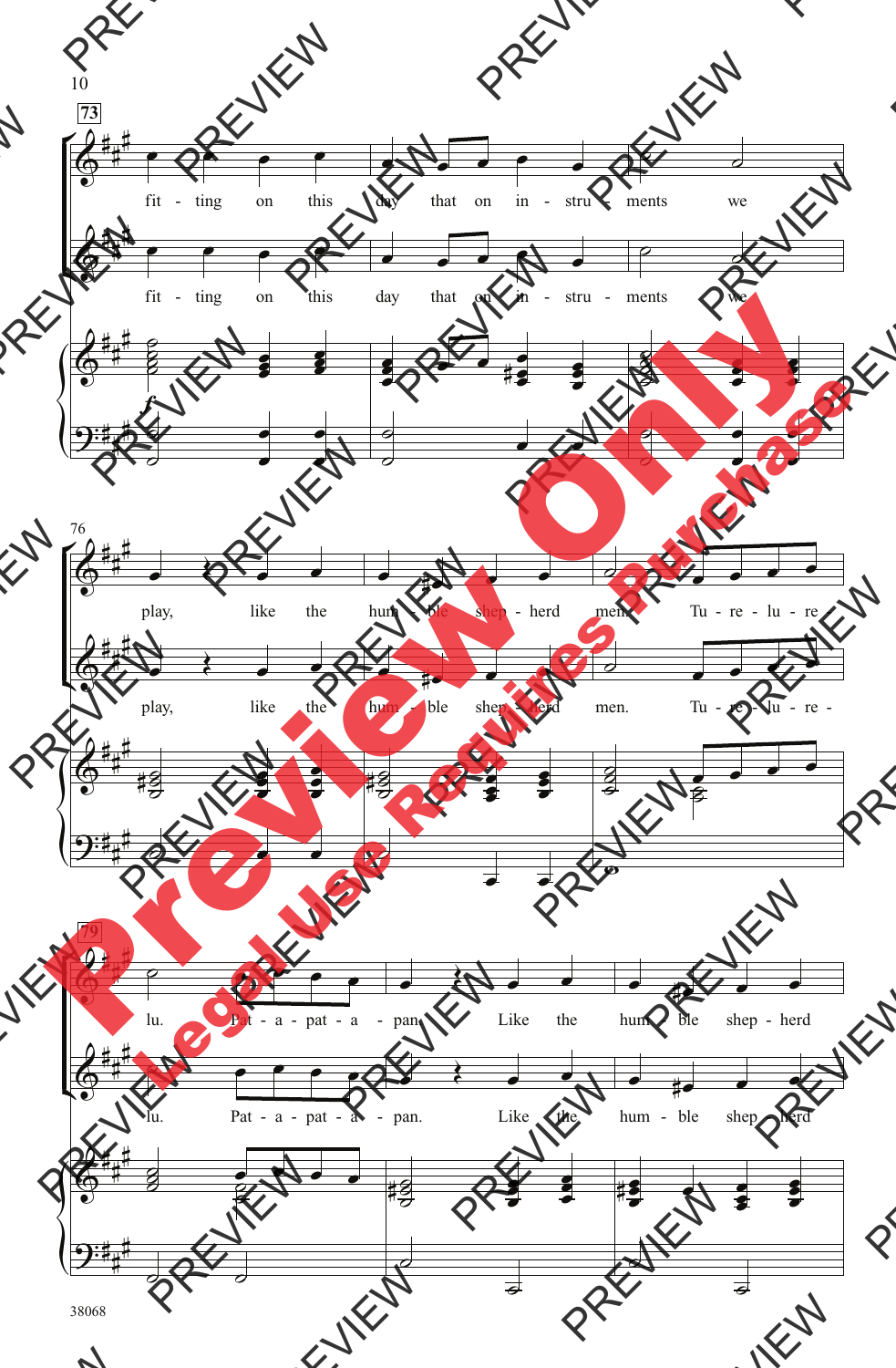73

fit - ting on this day that on in - stru - ments we

fit - ting on this day that on in - stru - ments we

*f*

76

play, like the hum - ble shep - herd men. Tu - re - lu - re -

play, like the hum - ble shep - herd men. Tu - re - lu - re -

79

lu. Pat - a - pat - a - pan. Like the hum - ble shep - herd

lu. Pat - a - pat - a - pan. Like the hum - ble shep - herd